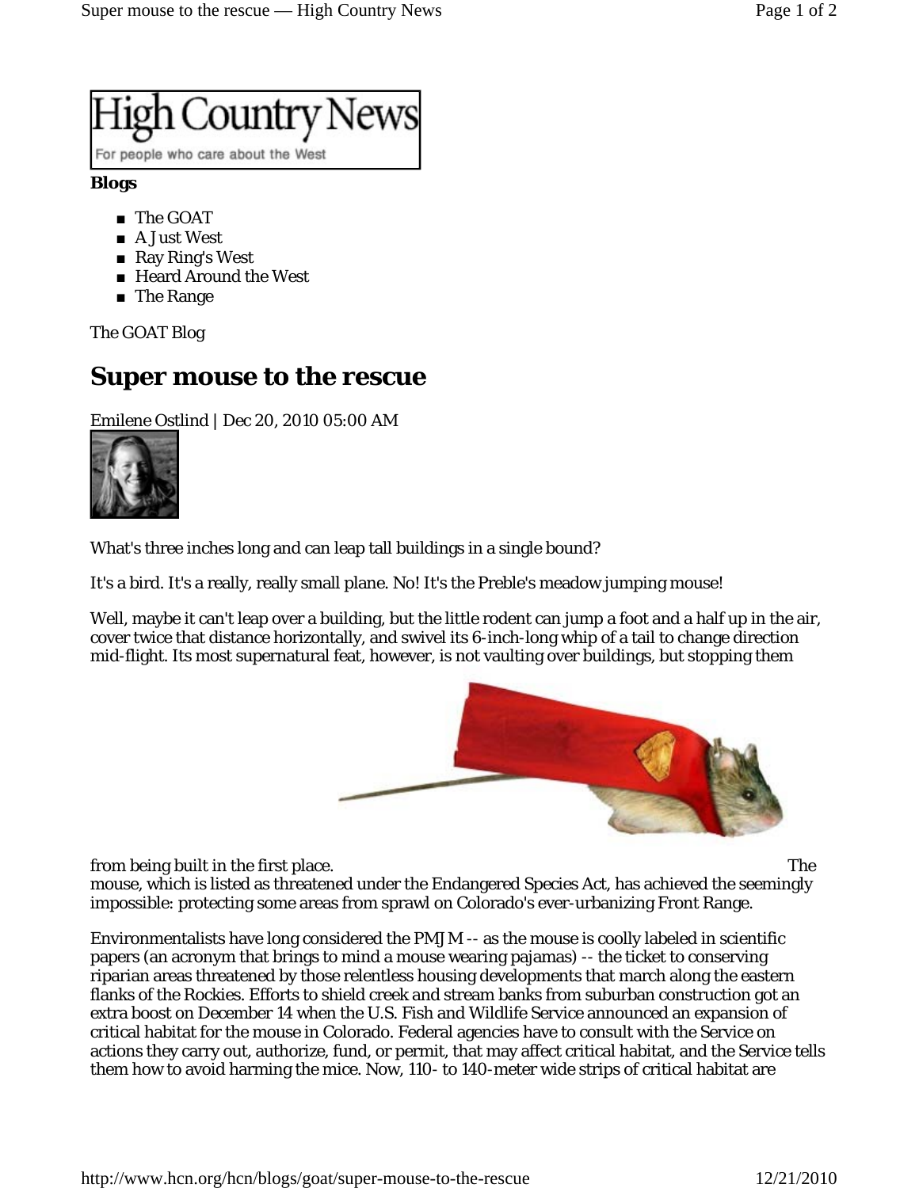High Country News

For people who care about the West

**Blogs**

- The GOAT
- A Just West
- Ray Ring's West
- Heard Around the West
- The Range

The GOAT Blog

# Super mouse to the rescue

Emilene Ostlind | Dec 20, 2010 05:00 AM

What's three inches long and can leap tall buildings in a single bound?

It's a bird. It's a really, really small plane. No! It's the Preble's meadow jumping mouse!

Well, maybe it can't leap over a building, but the little rodent can jump a foot and a half up in the air, cover twice that distance horizontally, and swivel its 6-inch-long whip of a tail to change direction mid-flight. Its most supernatural feat, however, is not vaulting over buildings, but stopping them from being built in the first place. The mouse, which is listed as threatened under the Endangered Species Act, has achieved the seemingly impossible: protecting some areas from sprawl on Colorado's ever-urbanizing Front Range.

Environmentalists have long considered the PMJM -- as the mouse is coolly labeled in scientific papers (an acronym that brings to mind a mouse wearing pajamas) -- the ticket to conserving riparian areas threatened by those relentless housing developments that march along the eastern flanks of the Rockies. Efforts to shield creek and stream banks from suburban construction got an extra boost on December 14 when the U.S. Fish and Wildlife Service announced an expansion of critical habitat for the mouse in Colorado. Federal agencies have to consult with the Service on actions they carry out, authorize, fund, or permit, that may affect critical habitat, and the Service tells them how to avoid harming the mice. Now, 110- to 140-meter wide strips of critical habitat are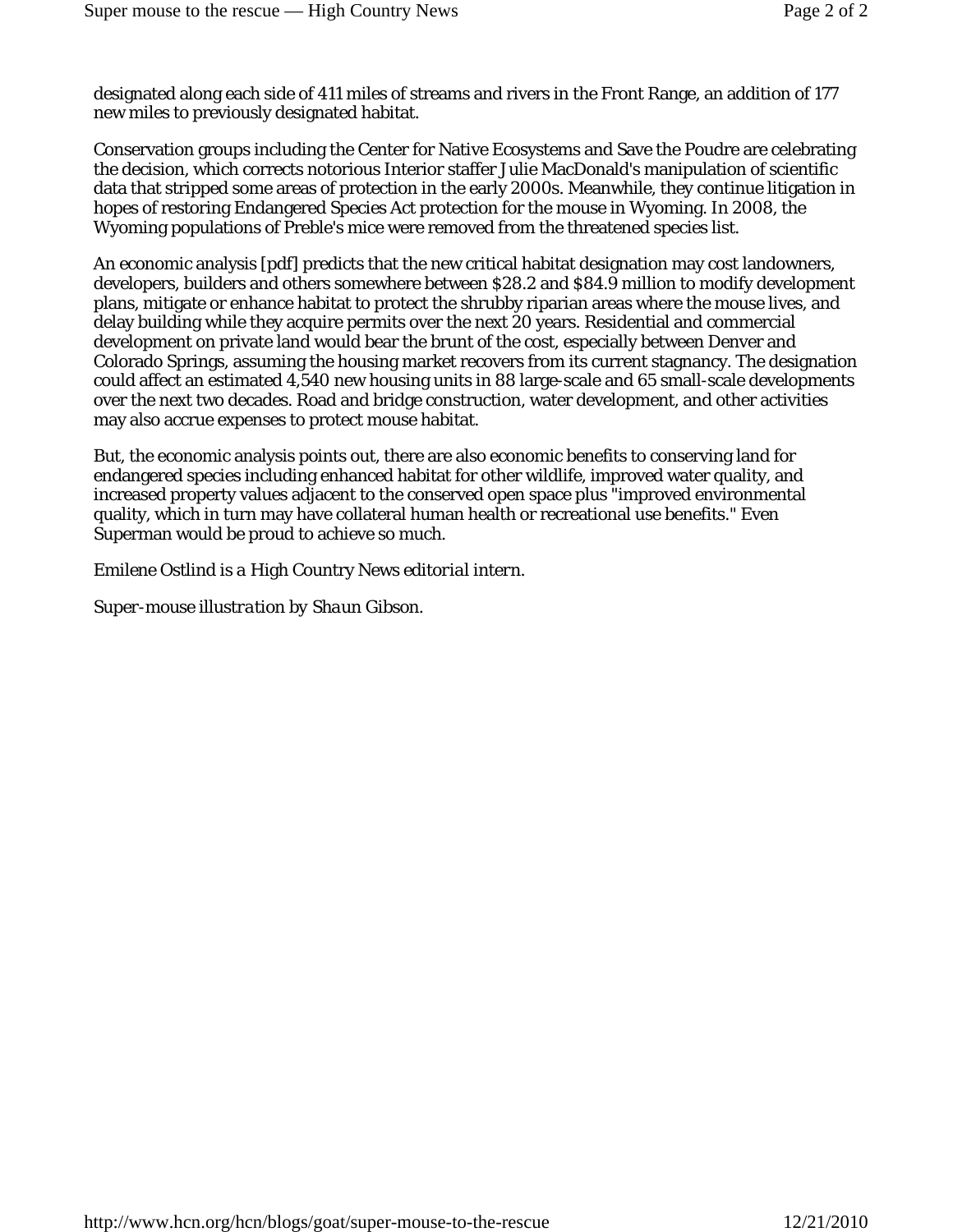designated along each side of 411 miles of streams and rivers in the Front Range, an addition of 177 new miles to previously designated habitat.

Conservation groups including the Center for Native Ecosystems and Save the Poudre are celebrating the decision, which corrects notorious Interior staffer Julie MacDonald's manipulation of scientific data that stripped some areas of protection in the early 2000s. Meanwhile, they continue litigation in hopes of restoring Endangered Species Act protection for the mouse in Wyoming. In 2008, the Wyoming populations of Preble's mice were removed from the threatened species list.

An economic analysis [pdf] predicts that the new critical habitat designation may cost landowners, developers, builders and others somewhere between $28.2 and $84.9 million to modify development plans, mitigate or enhance habitat to protect the shrubby riparian areas where the mouse lives, and delay building while they acquire permits over the next 20 years. Residential and commercial development on private land would bear the brunt of the cost, especially between Denver and Colorado Springs, assuming the housing market recovers from its current stagnancy. The designation could affect an estimated 4,540 new housing units in 88 large-scale and 65 small-scale developments over the next two decades. Road and bridge construction, water development, and other activities may also accrue expenses to protect mouse habitat.

But, the economic analysis points out, there are also economic benefits to conserving land for endangered species including enhanced habitat for other wildlife, improved water quality, and increased property values adjacent to the conserved open space plus "improved environmental quality, which in turn may have collateral human health or recreational use benefits." Even Superman would be proud to achieve so much.

*Emilene Ostlind is a High Country News editorial intern.*

*Super-mouse illustration by Shaun Gibson.*